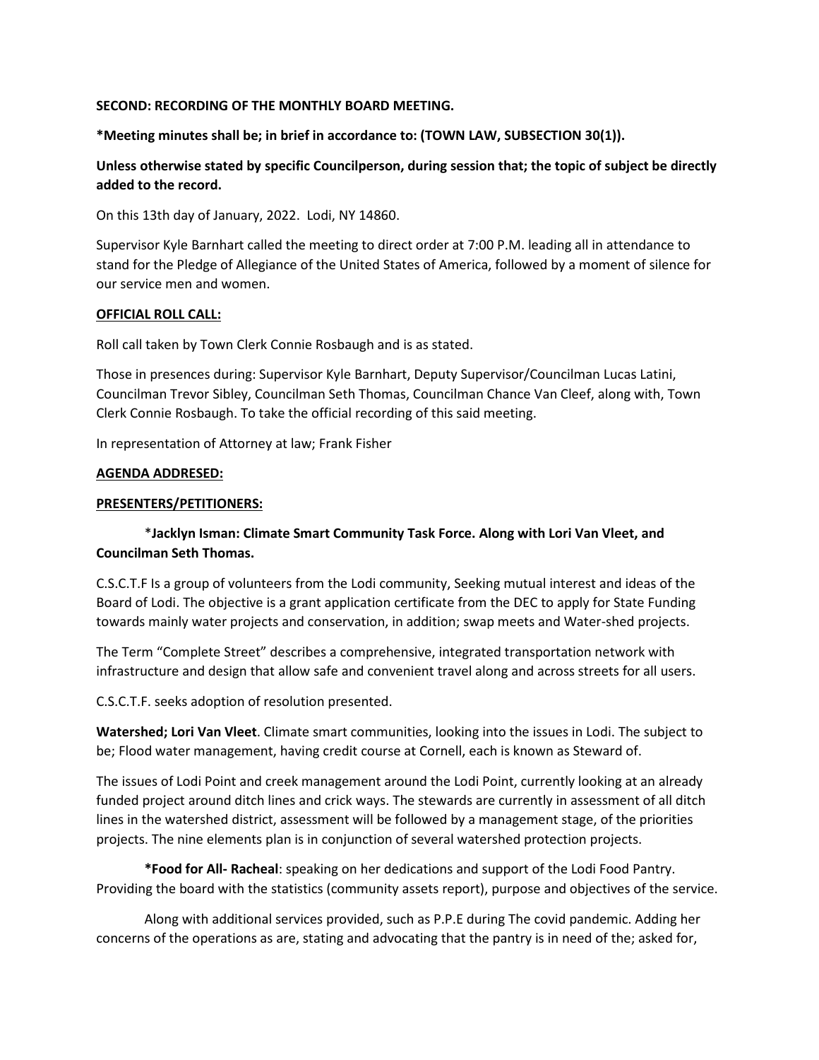**SECOND: RECORDING OF THE MONTHLY BOARD MEETING.**

**\*Meeting minutes shall be; in brief in accordance to: (TOWN LAW, SUBSECTION 30(1)).**

**Unless otherwise stated by specific Councilperson, during session that; the topic of subject be directly added to the record.**

On this 13th day of January, 2022. Lodi, NY 14860.

Supervisor Kyle Barnhart called the meeting to direct order at 7:00 P.M. leading all in attendance to stand for the Pledge of Allegiance of the United States of America, followed by a moment of silence for our service men and women.

**OFFICIAL ROLL CALL:**

Roll call taken by Town Clerk Connie Rosbaugh and is as stated.

Those in presences during: Supervisor Kyle Barnhart, Deputy Supervisor/Councilman Lucas Latini, Councilman Trevor Sibley, Councilman Seth Thomas, Councilman Chance Van Cleef, along with, Town Clerk Connie Rosbaugh. To take the official recording of this said meeting.

In representation of Attorney at law; Frank Fisher

**AGENDA ADDRESED:**

**PRESENTERS/PETITIONERS:**

\***Jacklyn Isman: Climate Smart Community Task Force. Along with Lori Van Vleet, and Councilman Seth Thomas.**

C.S.C.T.F Is a group of volunteers from the Lodi community, Seeking mutual interest and ideas of the Board of Lodi. The objective is a grant application certificate from the DEC to apply for State Funding towards mainly water projects and conservation, in addition; swap meets and Water-shed projects.

The Term "Complete Street" describes a comprehensive, integrated transportation network with infrastructure and design that allow safe and convenient travel along and across streets for all users.

C.S.C.T.F. seeks adoption of resolution presented.

**Watershed; Lori Van Vleet**. Climate smart communities, looking into the issues in Lodi. The subject to be; Flood water management, having credit course at Cornell, each is known as Steward of.

The issues of Lodi Point and creek management around the Lodi Point, currently looking at an already funded project around ditch lines and crick ways. The stewards are currently in assessment of all ditch lines in the watershed district, assessment will be followed by a management stage, of the priorities projects. The nine elements plan is in conjunction of several watershed protection projects.

**\*Food for All- Racheal**: speaking on her dedications and support of the Lodi Food Pantry. Providing the board with the statistics (community assets report), purpose and objectives of the service.

Along with additional services provided, such as P.P.E during The covid pandemic. Adding her concerns of the operations as are, stating and advocating that the pantry is in need of the; asked for,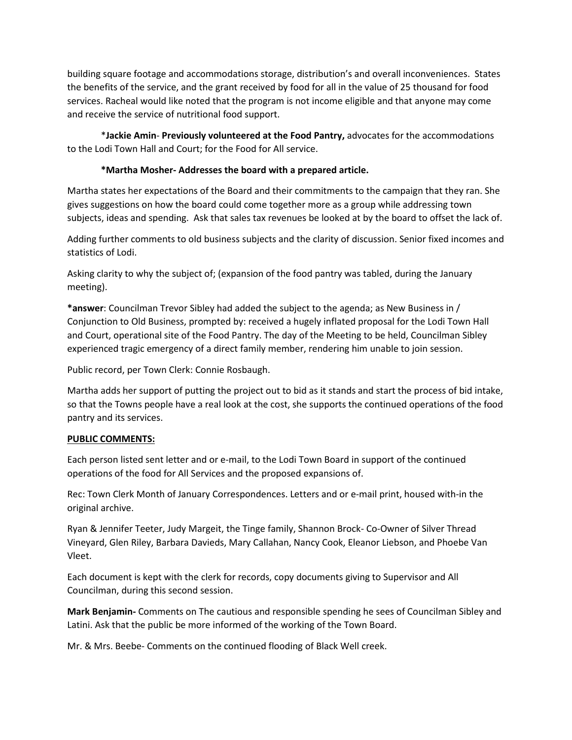building square footage and accommodations storage, distribution's and overall inconveniences. States the benefits of the service, and the grant received by food for all in the value of 25 thousand for food services. Racheal would like noted that the program is not income eligible and that anyone may come and receive the service of nutritional food support.

*__Jackie Amin__- __Previously volunteered at the Food Pantry,__ advocates for the accommodations to the Lodi Town Hall and Court; for the Food for All service.

__*Martha Mosher- Addresses the board with a prepared article.__

Martha states her expectations of the Board and their commitments to the campaign that they ran. She gives suggestions on how the board could come together more as a group while addressing town subjects, ideas and spending. Ask that sales tax revenues be looked at by the board to offset the lack of.

Adding further comments to old business subjects and the clarity of discussion. Senior fixed incomes and statistics of Lodi.

Asking clarity to why the subject of; (expansion of the food pantry was tabled, during the January meeting).

__*answer__: Councilman Trevor Sibley had added the subject to the agenda; as New Business in / Conjunction to Old Business, prompted by: received a hugely inflated proposal for the Lodi Town Hall and Court, operational site of the Food Pantry. The day of the Meeting to be held, Councilman Sibley experienced tragic emergency of a direct family member, rendering him unable to join session.

Public record, per Town Clerk: Connie Rosbaugh.

Martha adds her support of putting the project out to bid as it stands and start the process of bid intake, so that the Towns people have a real look at the cost, she supports the continued operations of the food pantry and its services.

__<u>PUBLIC COMMENTS:</u>__

Each person listed sent letter and or e-mail, to the Lodi Town Board in support of the continued operations of the food for All Services and the proposed expansions of.

Rec: Town Clerk Month of January Correspondences. Letters and or e-mail print, housed with-in the original archive.

Ryan & Jennifer Teeter, Judy Margeit, the Tinge family, Shannon Brock- Co-Owner of Silver Thread Vineyard, Glen Riley, Barbara Davieds, Mary Callahan, Nancy Cook, Eleanor Liebson, and Phoebe Van Vleet.

Each document is kept with the clerk for records, copy documents giving to Supervisor and All Councilman, during this second session.

**Mark Benjamin-** Comments on The cautious and responsible spending he sees of Councilman Sibley and Latini. Ask that the public be more informed of the working of the Town Board.

Mr. & Mrs. Beebe- Comments on the continued flooding of Black Well creek.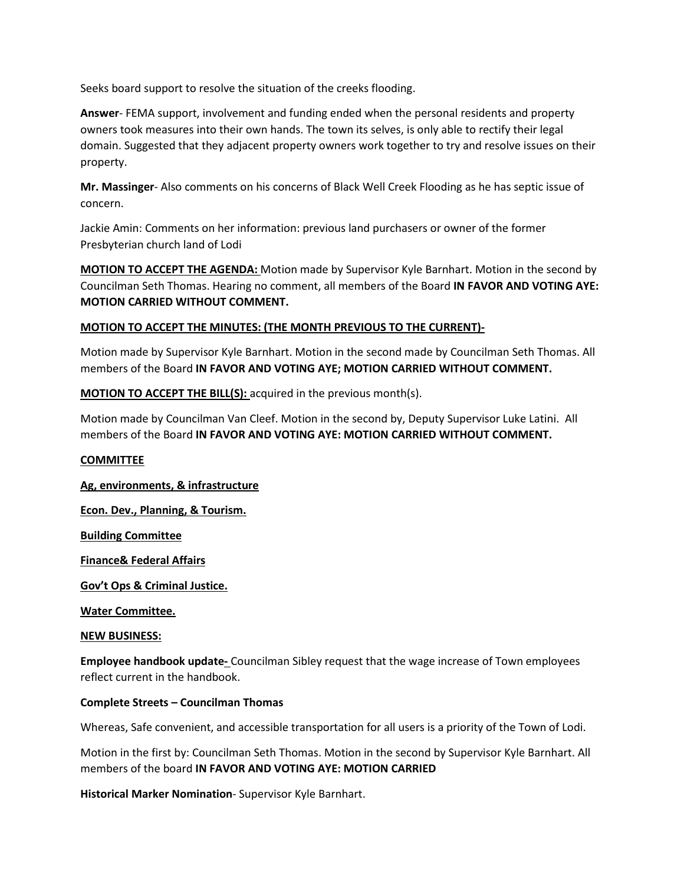Seeks board support to resolve the situation of the creeks flooding.

**Answer**- FEMA support, involvement and funding ended when the personal residents and property owners took measures into their own hands. The town its selves, is only able to rectify their legal domain. Suggested that they adjacent property owners work together to try and resolve issues on their property.

**Mr. Massinger**- Also comments on his concerns of Black Well Creek Flooding as he has septic issue of concern.

Jackie Amin: Comments on her information: previous land purchasers or owner of the former Presbyterian church land of Lodi

**MOTION TO ACCEPT THE AGENDA:** Motion made by Supervisor Kyle Barnhart. Motion in the second by Councilman Seth Thomas. Hearing no comment, all members of the Board **IN FAVOR AND VOTING AYE: MOTION CARRIED WITHOUT COMMENT.**

**MOTION TO ACCEPT THE MINUTES: (THE MONTH PREVIOUS TO THE CURRENT)-**

Motion made by Supervisor Kyle Barnhart. Motion in the second made by Councilman Seth Thomas. All members of the Board **IN FAVOR AND VOTING AYE; MOTION CARRIED WITHOUT COMMENT.**

**MOTION TO ACCEPT THE BILL(S):** acquired in the previous month(s).

Motion made by Councilman Van Cleef. Motion in the second by, Deputy Supervisor Luke Latini. All members of the Board **IN FAVOR AND VOTING AYE: MOTION CARRIED WITHOUT COMMENT.**

**COMMITTEE**

**Ag, environments, & infrastructure**

**Econ. Dev., Planning, & Tourism.**

**Building Committee**

**Finance& Federal Affairs**

**Gov't Ops & Criminal Justice.**

**Water Committee.**

**NEW BUSINESS:**

**Employee handbook update-** Councilman Sibley request that the wage increase of Town employees reflect current in the handbook.

**Complete Streets – Councilman Thomas**

Whereas, Safe convenient, and accessible transportation for all users is a priority of the Town of Lodi.

Motion in the first by: Councilman Seth Thomas. Motion in the second by Supervisor Kyle Barnhart. All members of the board **IN FAVOR AND VOTING AYE: MOTION CARRIED**

**Historical Marker Nomination**- Supervisor Kyle Barnhart.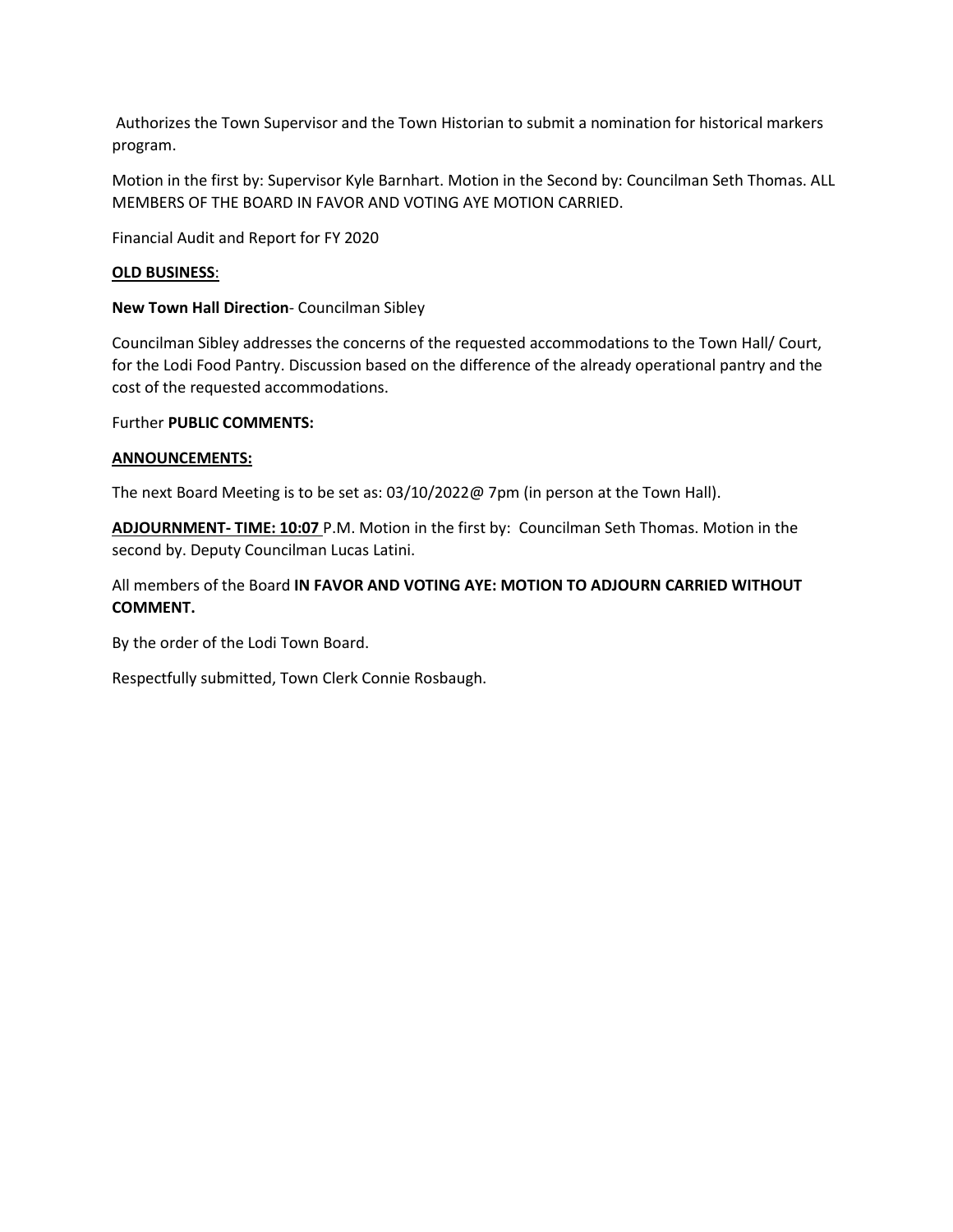Authorizes the Town Supervisor and the Town Historian to submit a nomination for historical markers program.

Motion in the first by: Supervisor Kyle Barnhart. Motion in the Second by: Councilman Seth Thomas. ALL MEMBERS OF THE BOARD IN FAVOR AND VOTING AYE MOTION CARRIED.

Financial Audit and Report for FY 2020

**OLD BUSINESS**:

**New Town Hall Direction**- Councilman Sibley

Councilman Sibley addresses the concerns of the requested accommodations to the Town Hall/ Court, for the Lodi Food Pantry. Discussion based on the difference of the already operational pantry and the cost of the requested accommodations.

Further **PUBLIC COMMENTS:**

**ANNOUNCEMENTS:**

The next Board Meeting is to be set as: 03/10/2022@ 7pm (in person at the Town Hall).

**ADJOURNMENT- TIME: 10:07** P.M. Motion in the first by: Councilman Seth Thomas. Motion in the second by. Deputy Councilman Lucas Latini.

All members of the Board **IN FAVOR AND VOTING AYE: MOTION TO ADJOURN CARRIED WITHOUT COMMENT.**

By the order of the Lodi Town Board.

Respectfully submitted, Town Clerk Connie Rosbaugh.